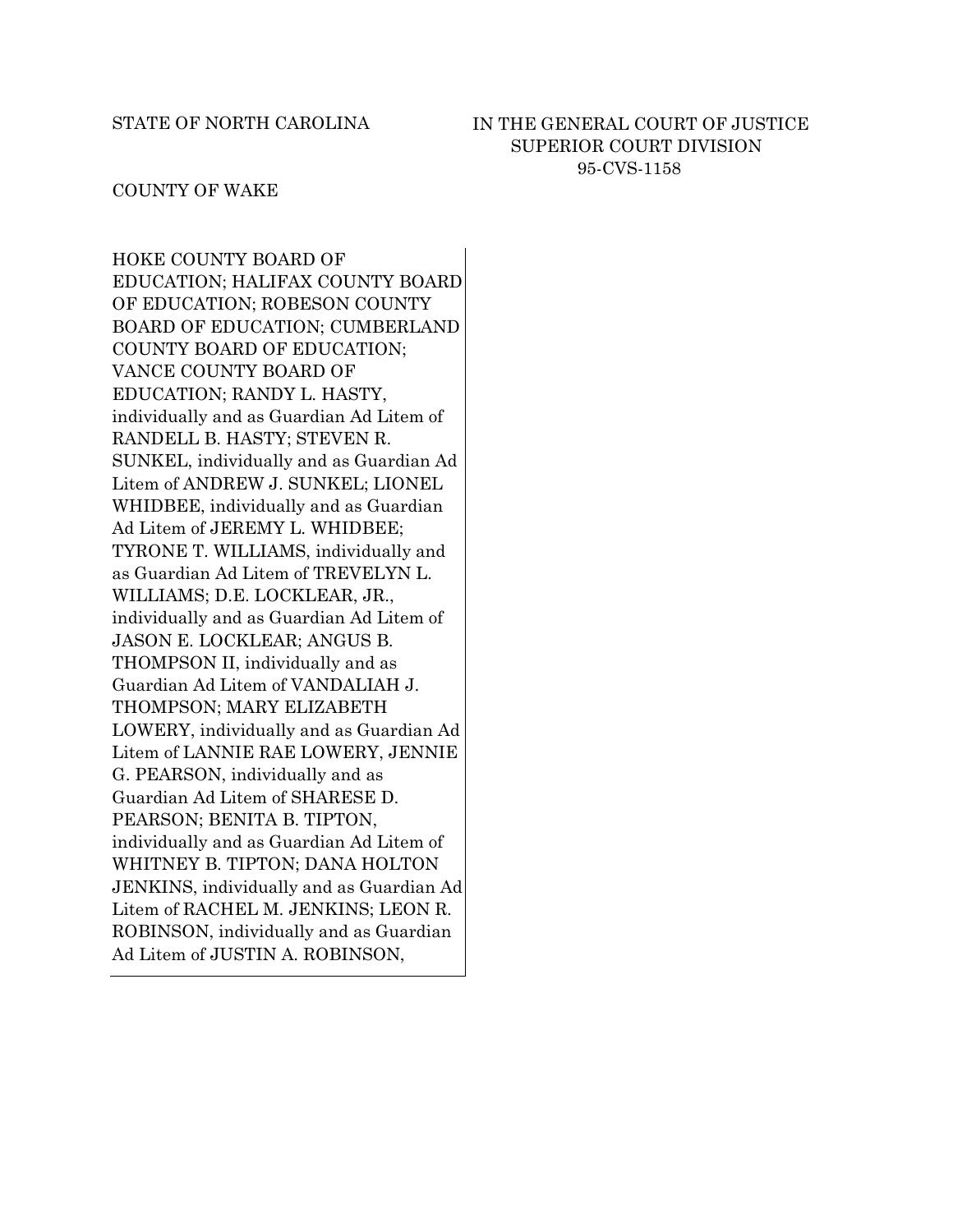STATE OF NORTH CAROLINA

COUNTY OF WAKE

IN THE GENERAL COURT OF JUSTICE
SUPERIOR COURT DIVISION
95-CVS-1158

HOKE COUNTY BOARD OF EDUCATION; HALIFAX COUNTY BOARD OF EDUCATION; ROBESON COUNTY BOARD OF EDUCATION; CUMBERLAND COUNTY BOARD OF EDUCATION; VANCE COUNTY BOARD OF EDUCATION; RANDY L. HASTY, individually and as Guardian Ad Litem of RANDELL B. HASTY; STEVEN R. SUNKEL, individually and as Guardian Ad Litem of ANDREW J. SUNKEL; LIONEL WHIDBEE, individually and as Guardian Ad Litem of JEREMY L. WHIDBEE; TYRONE T. WILLIAMS, individually and as Guardian Ad Litem of TREVELYN L. WILLIAMS; D.E. LOCKLEAR, JR., individually and as Guardian Ad Litem of JASON E. LOCKLEAR; ANGUS B. THOMPSON II, individually and as Guardian Ad Litem of VANDALIAH J. THOMPSON; MARY ELIZABETH LOWERY, individually and as Guardian Ad Litem of LANNIE RAE LOWERY, JENNIE G. PEARSON, individually and as Guardian Ad Litem of SHARESE D. PEARSON; BENITA B. TIPTON, individually and as Guardian Ad Litem of WHITNEY B. TIPTON; DANA HOLTON JENKINS, individually and as Guardian Ad Litem of RACHEL M. JENKINS; LEON R. ROBINSON, individually and as Guardian Ad Litem of JUSTIN A. ROBINSON,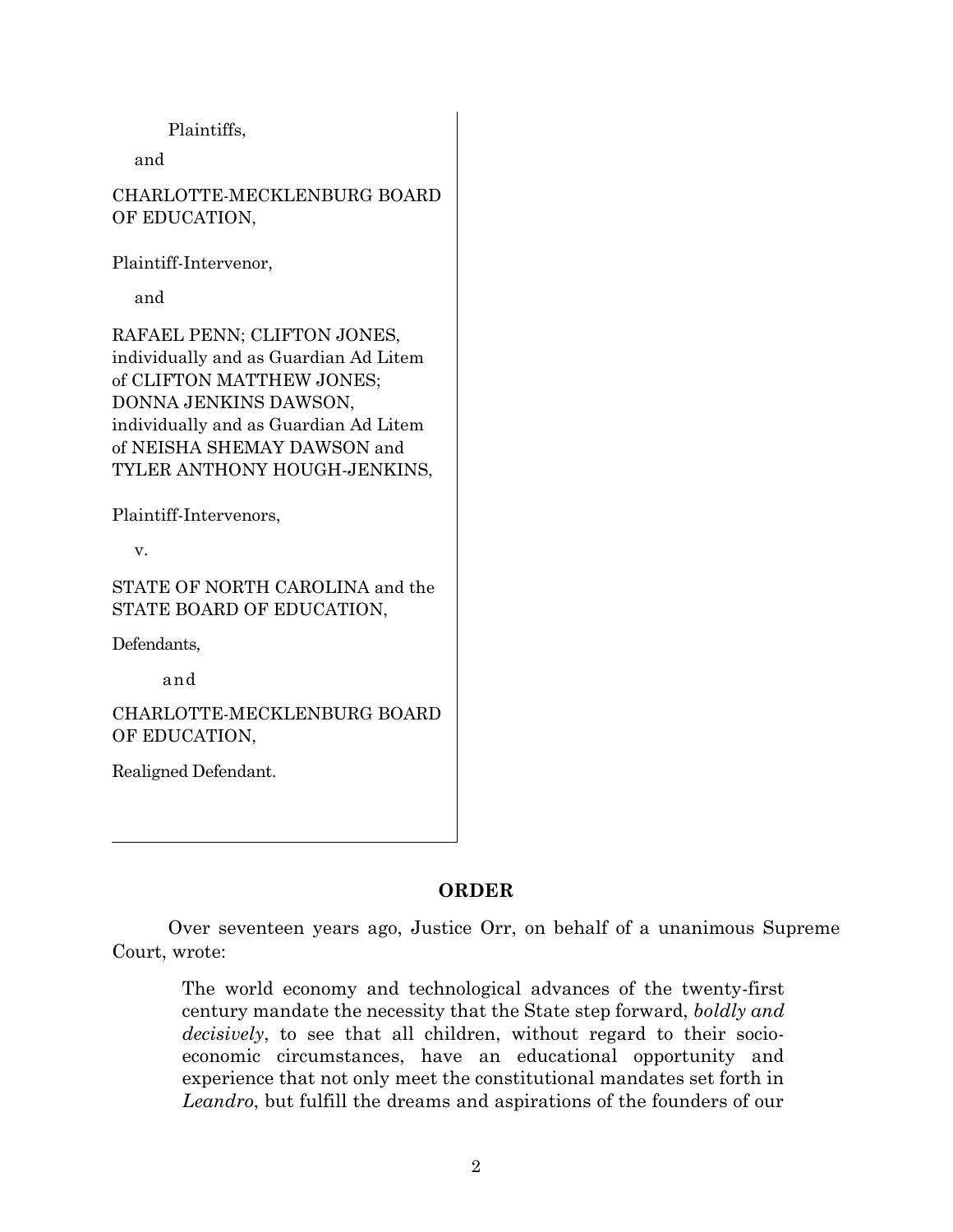Plaintiffs,

and

CHARLOTTE-MECKLENBURG BOARD OF EDUCATION,

Plaintiff-Intervenor,

and

RAFAEL PENN; CLIFTON JONES, individually and as Guardian Ad Litem of CLIFTON MATTHEW JONES; DONNA JENKINS DAWSON, individually and as Guardian Ad Litem of NEISHA SHEMAY DAWSON and TYLER ANTHONY HOUGH-JENKINS,

Plaintiff-Intervenors,

v.

STATE OF NORTH CAROLINA and the STATE BOARD OF EDUCATION,

Defendants,

and

CHARLOTTE-MECKLENBURG BOARD OF EDUCATION,

Realigned Defendant.

## ORDER

Over seventeen years ago, Justice Orr, on behalf of a unanimous Supreme Court, wrote:

> The world economy and technological advances of the twenty-first century mandate the necessity that the State step forward, *boldly and decisively*, to see that all children, without regard to their socio-economic circumstances, have an educational opportunity and experience that not only meet the constitutional mandates set forth in *Leandro*, but fulfill the dreams and aspirations of the founders of our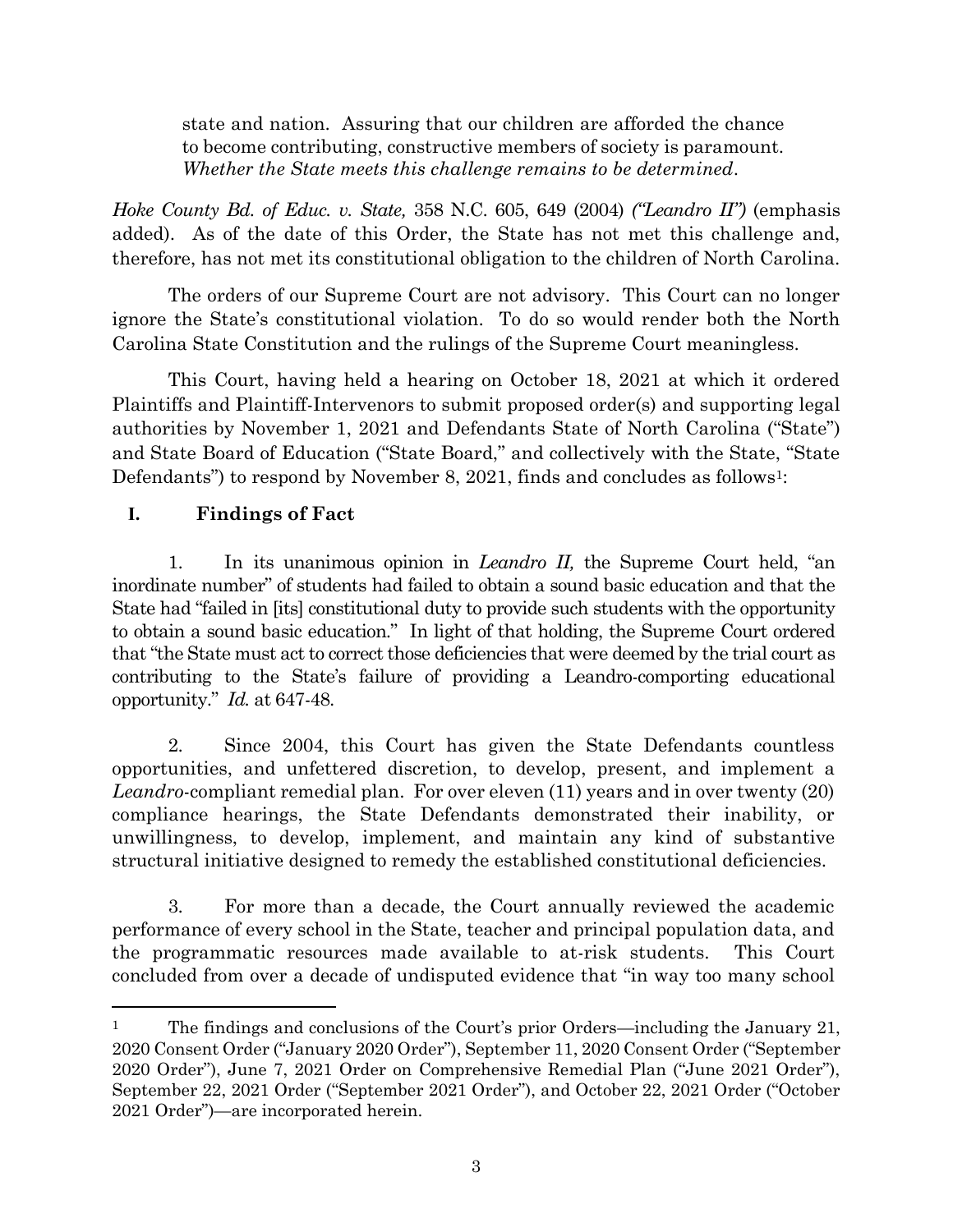> state and nation. Assuring that our children are afforded the chance to become contributing, constructive members of society is paramount. *Whether the State meets this challenge remains to be determined*.

*Hoke County Bd. of Educ. v. State,* 358 N.C. 605, 649 (2004) *("Leandro II")* (emphasis added). As of the date of this Order, the State has not met this challenge and, therefore, has not met its constitutional obligation to the children of North Carolina.

The orders of our Supreme Court are not advisory. This Court can no longer ignore the State's constitutional violation. To do so would render both the North Carolina State Constitution and the rulings of the Supreme Court meaningless.

This Court, having held a hearing on October 18, 2021 at which it ordered Plaintiffs and Plaintiff-Intervenors to submit proposed order(s) and supporting legal authorities by November 1, 2021 and Defendants State of North Carolina ("State") and State Board of Education ("State Board," and collectively with the State, "State Defendants") to respond by November 8, 2021, finds and concludes as follows[1]:

## I. Findings of Fact

1. In its unanimous opinion in *Leandro II,* the Supreme Court held, "an inordinate number" of students had failed to obtain a sound basic education and that the State had "failed in [its] constitutional duty to provide such students with the opportunity to obtain a sound basic education." In light of that holding, the Supreme Court ordered that "the State must act to correct those deficiencies that were deemed by the trial court as contributing to the State's failure of providing a Leandro-comporting educational opportunity." *Id.* at 647-48.

2. Since 2004, this Court has given the State Defendants countless opportunities, and unfettered discretion, to develop, present, and implement a *Leandro*-compliant remedial plan. For over eleven (11) years and in over twenty (20) compliance hearings, the State Defendants demonstrated their inability, or unwillingness, to develop, implement, and maintain any kind of substantive structural initiative designed to remedy the established constitutional deficiencies.

3. For more than a decade, the Court annually reviewed the academic performance of every school in the State, teacher and principal population data, and the programmatic resources made available to at-risk students. This Court concluded from over a decade of undisputed evidence that "in way too many school

---

[1] The findings and conclusions of the Court's prior Orders—including the January 21, 2020 Consent Order ("January 2020 Order"), September 11, 2020 Consent Order ("September 2020 Order"), June 7, 2021 Order on Comprehensive Remedial Plan ("June 2021 Order"), September 22, 2021 Order ("September 2021 Order"), and October 22, 2021 Order ("October 2021 Order")—are incorporated herein.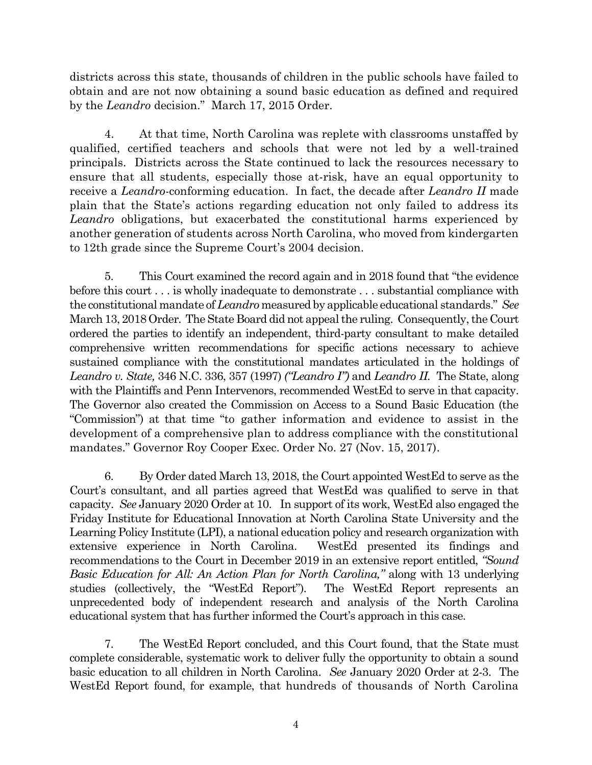districts across this state, thousands of children in the public schools have failed to obtain and are not now obtaining a sound basic education as defined and required by the *Leandro* decision." March 17, 2015 Order.

4. At that time, North Carolina was replete with classrooms unstaffed by qualified, certified teachers and schools that were not led by a well-trained principals. Districts across the State continued to lack the resources necessary to ensure that all students, especially those at-risk, have an equal opportunity to receive a *Leandro*-conforming education. In fact, the decade after *Leandro II* made plain that the State's actions regarding education not only failed to address its *Leandro* obligations, but exacerbated the constitutional harms experienced by another generation of students across North Carolina, who moved from kindergarten to 12th grade since the Supreme Court's 2004 decision.

5. This Court examined the record again and in 2018 found that "the evidence before this court . . . is wholly inadequate to demonstrate . . . substantial compliance with the constitutional mandate of *Leandro* measured by applicable educational standards." *See* March 13, 2018 Order. The State Board did not appeal the ruling. Consequently, the Court ordered the parties to identify an independent, third-party consultant to make detailed comprehensive written recommendations for specific actions necessary to achieve sustained compliance with the constitutional mandates articulated in the holdings of *Leandro v. State,* 346 N.C. 336, 357 (1997) *("Leandro I")* and *Leandro II.* The State, along with the Plaintiffs and Penn Intervenors, recommended WestEd to serve in that capacity. The Governor also created the Commission on Access to a Sound Basic Education (the "Commission") at that time "to gather information and evidence to assist in the development of a comprehensive plan to address compliance with the constitutional mandates." Governor Roy Cooper Exec. Order No. 27 (Nov. 15, 2017).

6. By Order dated March 13, 2018, the Court appointed WestEd to serve as the Court's consultant, and all parties agreed that WestEd was qualified to serve in that capacity. *See* January 2020 Order at 10. In support of its work, WestEd also engaged the Friday Institute for Educational Innovation at North Carolina State University and the Learning Policy Institute (LPI), a national education policy and research organization with extensive experience in North Carolina. WestEd presented its findings and recommendations to the Court in December 2019 in an extensive report entitled, *"Sound Basic Education for All: An Action Plan for North Carolina,"* along with 13 underlying studies (collectively, the "WestEd Report"). The WestEd Report represents an unprecedented body of independent research and analysis of the North Carolina educational system that has further informed the Court's approach in this case.

7. The WestEd Report concluded, and this Court found, that the State must complete considerable, systematic work to deliver fully the opportunity to obtain a sound basic education to all children in North Carolina. *See* January 2020 Order at 2-3. The WestEd Report found, for example, that hundreds of thousands of North Carolina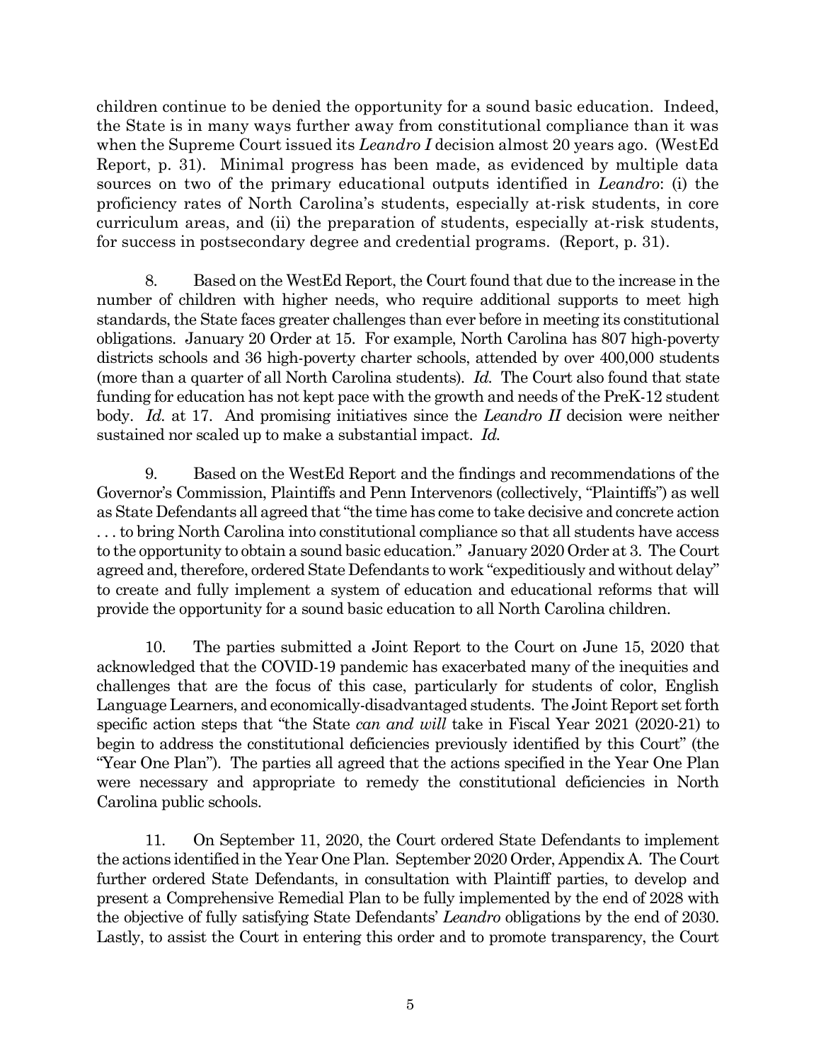children continue to be denied the opportunity for a sound basic education. Indeed, the State is in many ways further away from constitutional compliance than it was when the Supreme Court issued its *Leandro I* decision almost 20 years ago. (WestEd Report, p. 31). Minimal progress has been made, as evidenced by multiple data sources on two of the primary educational outputs identified in *Leandro*: (i) the proficiency rates of North Carolina's students, especially at-risk students, in core curriculum areas, and (ii) the preparation of students, especially at-risk students, for success in postsecondary degree and credential programs. (Report, p. 31).

8. Based on the WestEd Report, the Court found that due to the increase in the number of children with higher needs, who require additional supports to meet high standards, the State faces greater challenges than ever before in meeting its constitutional obligations. January 20 Order at 15. For example, North Carolina has 807 high-poverty districts schools and 36 high-poverty charter schools, attended by over 400,000 students (more than a quarter of all North Carolina students). *Id.* The Court also found that state funding for education has not kept pace with the growth and needs of the PreK-12 student body. *Id.* at 17. And promising initiatives since the *Leandro II* decision were neither sustained nor scaled up to make a substantial impact. *Id.*

9. Based on the WestEd Report and the findings and recommendations of the Governor's Commission, Plaintiffs and Penn Intervenors (collectively, "Plaintiffs") as well as State Defendants all agreed that "the time has come to take decisive and concrete action . . . to bring North Carolina into constitutional compliance so that all students have access to the opportunity to obtain a sound basic education." January 2020 Order at 3. The Court agreed and, therefore, ordered State Defendants to work "expeditiously and without delay" to create and fully implement a system of education and educational reforms that will provide the opportunity for a sound basic education to all North Carolina children.

10. The parties submitted a Joint Report to the Court on June 15, 2020 that acknowledged that the COVID-19 pandemic has exacerbated many of the inequities and challenges that are the focus of this case, particularly for students of color, English Language Learners, and economically-disadvantaged students. The Joint Report set forth specific action steps that "the State *can and will* take in Fiscal Year 2021 (2020-21) to begin to address the constitutional deficiencies previously identified by this Court" (the "Year One Plan"). The parties all agreed that the actions specified in the Year One Plan were necessary and appropriate to remedy the constitutional deficiencies in North Carolina public schools.

11. On September 11, 2020, the Court ordered State Defendants to implement the actions identified in the Year One Plan. September 2020 Order, Appendix A. The Court further ordered State Defendants, in consultation with Plaintiff parties, to develop and present a Comprehensive Remedial Plan to be fully implemented by the end of 2028 with the objective of fully satisfying State Defendants' *Leandro* obligations by the end of 2030. Lastly, to assist the Court in entering this order and to promote transparency, the Court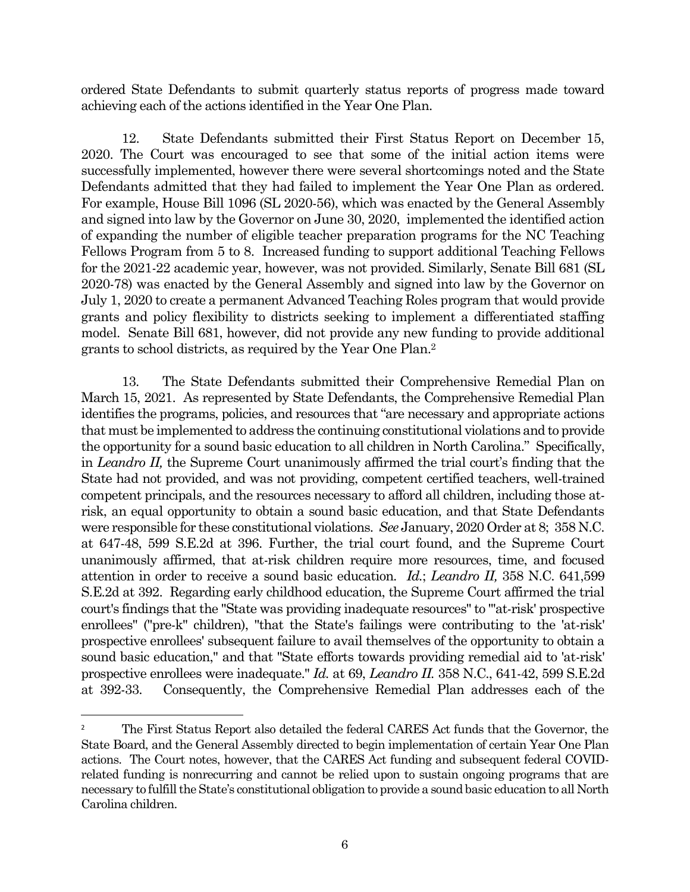ordered State Defendants to submit quarterly status reports of progress made toward achieving each of the actions identified in the Year One Plan.

12. State Defendants submitted their First Status Report on December 15, 2020. The Court was encouraged to see that some of the initial action items were successfully implemented, however there were several shortcomings noted and the State Defendants admitted that they had failed to implement the Year One Plan as ordered. For example, House Bill 1096 (SL 2020-56), which was enacted by the General Assembly and signed into law by the Governor on June 30, 2020, implemented the identified action of expanding the number of eligible teacher preparation programs for the NC Teaching Fellows Program from 5 to 8. Increased funding to support additional Teaching Fellows for the 2021-22 academic year, however, was not provided. Similarly, Senate Bill 681 (SL 2020-78) was enacted by the General Assembly and signed into law by the Governor on July 1, 2020 to create a permanent Advanced Teaching Roles program that would provide grants and policy flexibility to districts seeking to implement a differentiated staffing model. Senate Bill 681, however, did not provide any new funding to provide additional grants to school districts, as required by the Year One Plan.[2]

13. The State Defendants submitted their Comprehensive Remedial Plan on March 15, 2021. As represented by State Defendants, the Comprehensive Remedial Plan identifies the programs, policies, and resources that "are necessary and appropriate actions that must be implemented to address the continuing constitutional violations and to provide the opportunity for a sound basic education to all children in North Carolina." Specifically, in *Leandro II,* the Supreme Court unanimously affirmed the trial court's finding that the State had not provided, and was not providing, competent certified teachers, well-trained competent principals, and the resources necessary to afford all children, including those at-risk, an equal opportunity to obtain a sound basic education, and that State Defendants were responsible for these constitutional violations. *See* January, 2020 Order at 8; 358 N.C. at 647-48, 599 S.E.2d at 396. Further, the trial court found, and the Supreme Court unanimously affirmed, that at-risk children require more resources, time, and focused attention in order to receive a sound basic education. *Id.*; *Leandro II,* 358 N.C. 641,599 S.E.2d at 392. Regarding early childhood education, the Supreme Court affirmed the trial court's findings that the "State was providing inadequate resources" to "'at-risk' prospective enrollees" ("pre-k" children), "that the State's failings were contributing to the 'at-risk' prospective enrollees' subsequent failure to avail themselves of the opportunity to obtain a sound basic education," and that "State efforts towards providing remedial aid to 'at-risk' prospective enrollees were inadequate." *Id.* at 69, *Leandro II.* 358 N.C., 641-42, 599 S.E.2d at 392-33. Consequently, the Comprehensive Remedial Plan addresses each of the

---

[2] The First Status Report also detailed the federal CARES Act funds that the Governor, the State Board, and the General Assembly directed to begin implementation of certain Year One Plan actions. The Court notes, however, that the CARES Act funding and subsequent federal COVID-related funding is nonrecurring and cannot be relied upon to sustain ongoing programs that are necessary to fulfill the State's constitutional obligation to provide a sound basic education to all North Carolina children.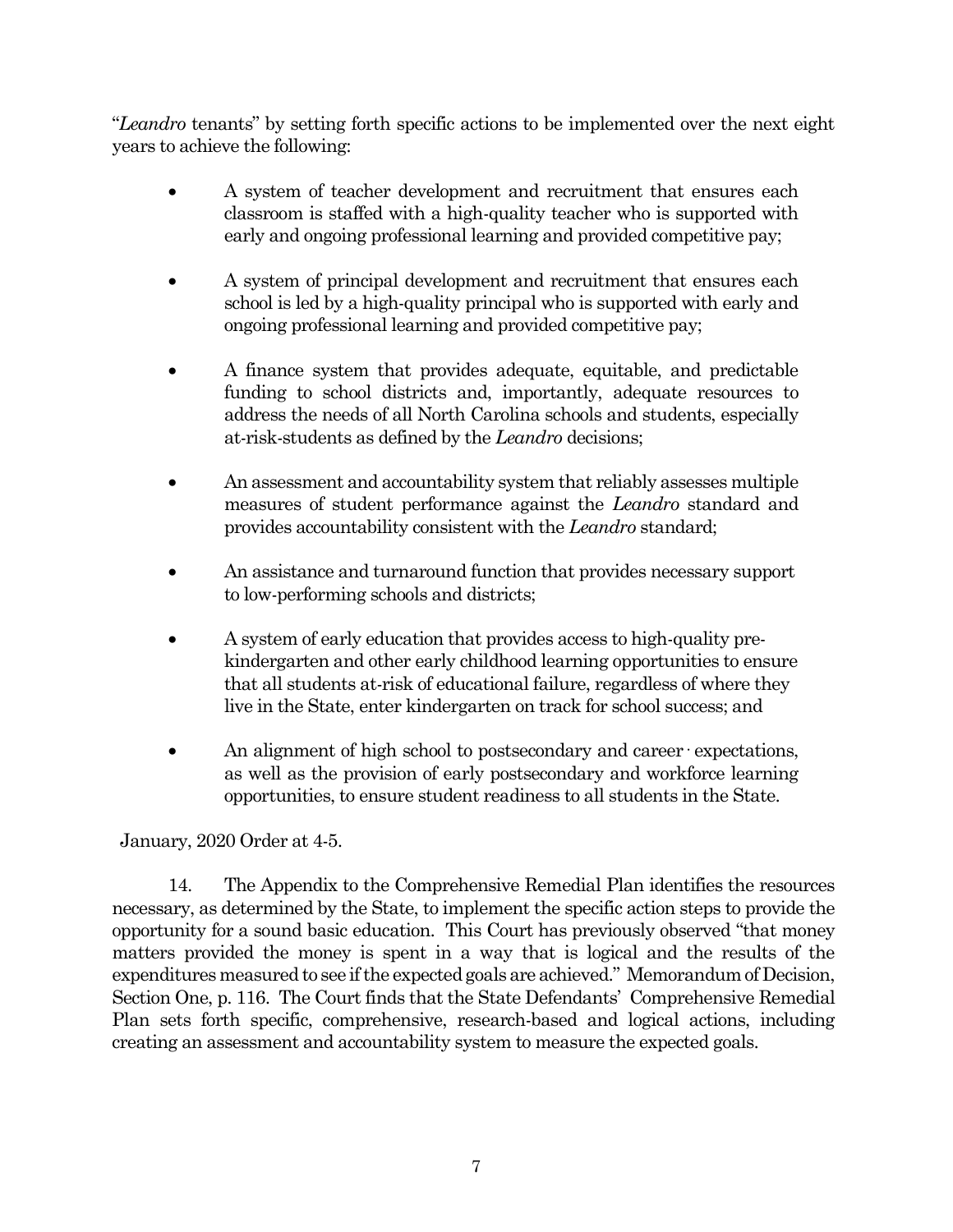"*Leandro* tenants" by setting forth specific actions to be implemented over the next eight years to achieve the following:

- A system of teacher development and recruitment that ensures each classroom is staffed with a high-quality teacher who is supported with early and ongoing professional learning and provided competitive pay;

- A system of principal development and recruitment that ensures each school is led by a high-quality principal who is supported with early and ongoing professional learning and provided competitive pay;

- A finance system that provides adequate, equitable, and predictable funding to school districts and, importantly, adequate resources to address the needs of all North Carolina schools and students, especially at-risk-students as defined by the *Leandro* decisions;

- An assessment and accountability system that reliably assesses multiple measures of student performance against the *Leandro* standard and provides accountability consistent with the *Leandro* standard;

- An assistance and turnaround function that provides necessary support to low-performing schools and districts;

- A system of early education that provides access to high-quality pre-kindergarten and other early childhood learning opportunities to ensure that all students at-risk of educational failure, regardless of where they live in the State, enter kindergarten on track for school success; and

- An alignment of high school to postsecondary and career · expectations, as well as the provision of early postsecondary and workforce learning opportunities, to ensure student readiness to all students in the State.

January, 2020 Order at 4-5.

14. The Appendix to the Comprehensive Remedial Plan identifies the resources necessary, as determined by the State, to implement the specific action steps to provide the opportunity for a sound basic education. This Court has previously observed "that money matters provided the money is spent in a way that is logical and the results of the expenditures measured to see if the expected goals are achieved." Memorandum of Decision, Section One, p. 116. The Court finds that the State Defendants' Comprehensive Remedial Plan sets forth specific, comprehensive, research-based and logical actions, including creating an assessment and accountability system to measure the expected goals.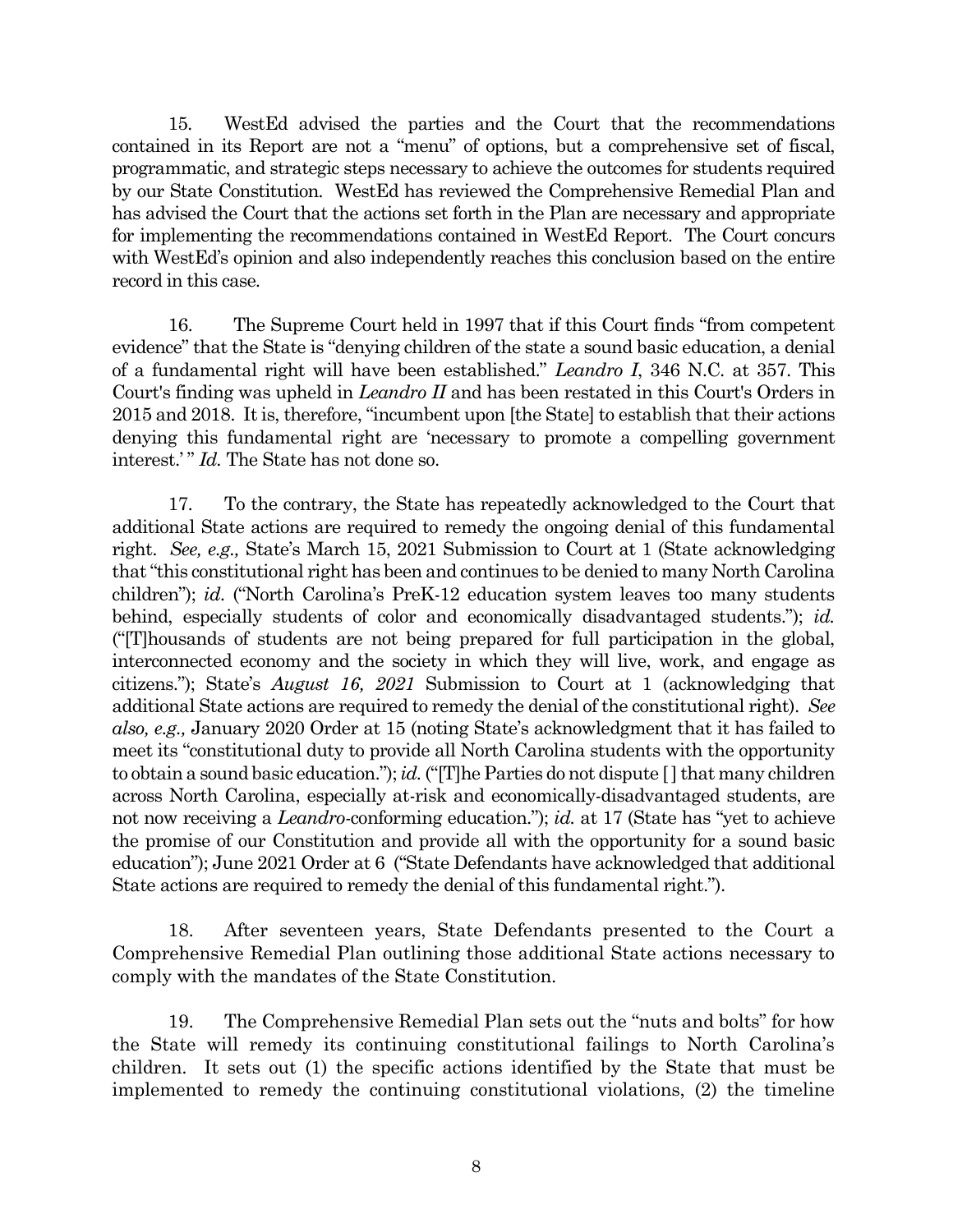15. WestEd advised the parties and the Court that the recommendations contained in its Report are not a "menu" of options, but a comprehensive set of fiscal, programmatic, and strategic steps necessary to achieve the outcomes for students required by our State Constitution. WestEd has reviewed the Comprehensive Remedial Plan and has advised the Court that the actions set forth in the Plan are necessary and appropriate for implementing the recommendations contained in WestEd Report. The Court concurs with WestEd's opinion and also independently reaches this conclusion based on the entire record in this case.

16. The Supreme Court held in 1997 that if this Court finds "from competent evidence" that the State is "denying children of the state a sound basic education, a denial of a fundamental right will have been established." *Leandro I*, 346 N.C. at 357. This Court's finding was upheld in *Leandro II* and has been restated in this Court's Orders in 2015 and 2018. It is, therefore, "incumbent upon [the State] to establish that their actions denying this fundamental right are 'necessary to promote a compelling government interest.' " *Id.* The State has not done so.

17. To the contrary, the State has repeatedly acknowledged to the Court that additional State actions are required to remedy the ongoing denial of this fundamental right. *See, e.g.,* State's March 15, 2021 Submission to Court at 1 (State acknowledging that "this constitutional right has been and continues to be denied to many North Carolina children"); *id.* ("North Carolina's PreK-12 education system leaves too many students behind, especially students of color and economically disadvantaged students."); *id.* ("[T]housands of students are not being prepared for full participation in the global, interconnected economy and the society in which they will live, work, and engage as citizens."); State's *August 16, 2021* Submission to Court at 1 (acknowledging that additional State actions are required to remedy the denial of the constitutional right). *See also, e.g.,* January 2020 Order at 15 (noting State's acknowledgment that it has failed to meet its "constitutional duty to provide all North Carolina students with the opportunity to obtain a sound basic education."); *id.* ("[T]he Parties do not dispute [ ] that many children across North Carolina, especially at-risk and economically-disadvantaged students, are not now receiving a *Leandro*-conforming education."); *id.* at 17 (State has "yet to achieve the promise of our Constitution and provide all with the opportunity for a sound basic education"); June 2021 Order at 6 ("State Defendants have acknowledged that additional State actions are required to remedy the denial of this fundamental right.").

18. After seventeen years, State Defendants presented to the Court a Comprehensive Remedial Plan outlining those additional State actions necessary to comply with the mandates of the State Constitution.

19. The Comprehensive Remedial Plan sets out the "nuts and bolts" for how the State will remedy its continuing constitutional failings to North Carolina's children. It sets out (1) the specific actions identified by the State that must be implemented to remedy the continuing constitutional violations, (2) the timeline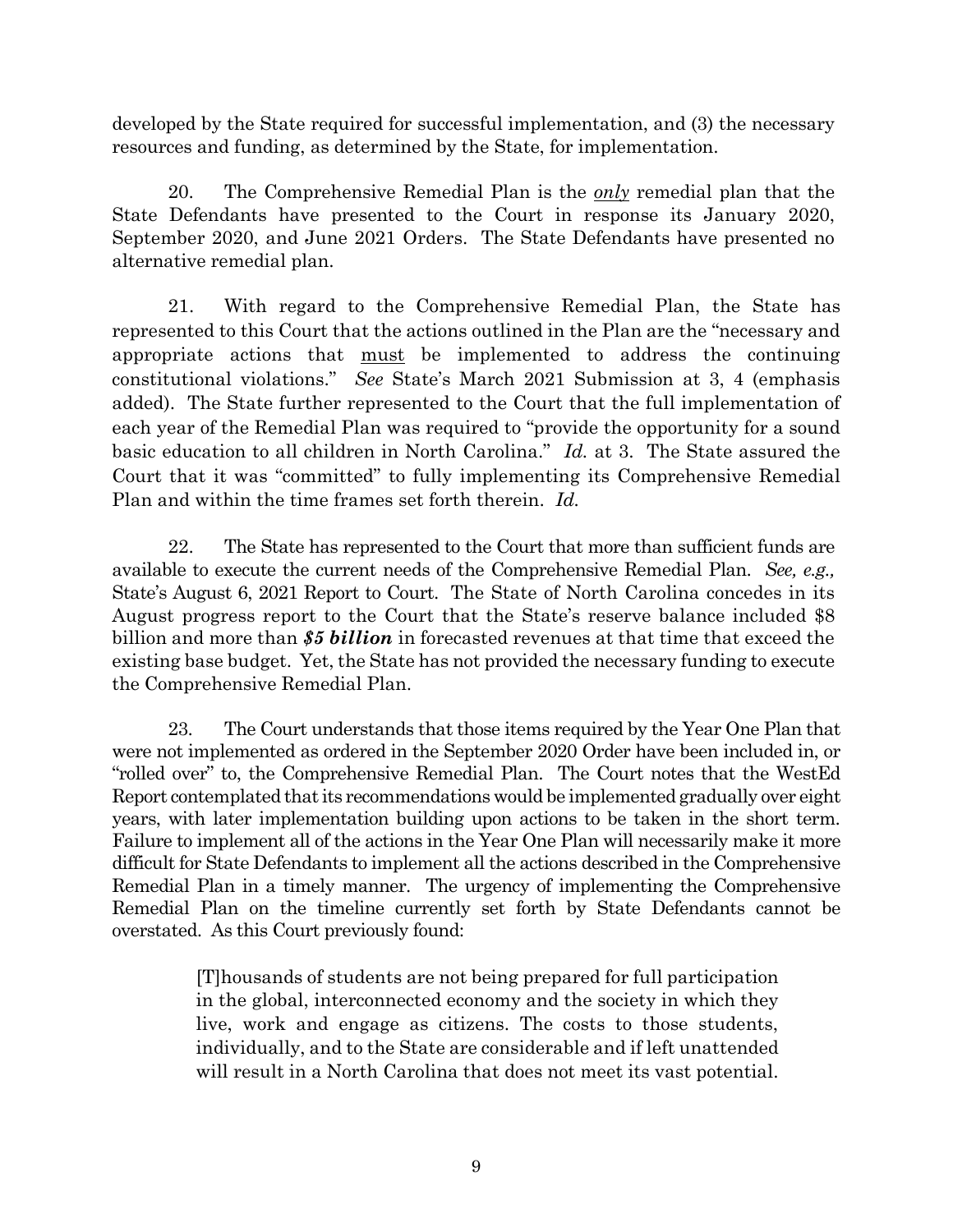developed by the State required for successful implementation, and (3) the necessary resources and funding, as determined by the State, for implementation.

20. The Comprehensive Remedial Plan is the *only* remedial plan that the State Defendants have presented to the Court in response its January 2020, September 2020, and June 2021 Orders. The State Defendants have presented no alternative remedial plan.

21. With regard to the Comprehensive Remedial Plan, the State has represented to this Court that the actions outlined in the Plan are the "necessary and appropriate actions that must be implemented to address the continuing constitutional violations." *See* State's March 2021 Submission at 3, 4 (emphasis added). The State further represented to the Court that the full implementation of each year of the Remedial Plan was required to "provide the opportunity for a sound basic education to all children in North Carolina." *Id.* at 3. The State assured the Court that it was "committed" to fully implementing its Comprehensive Remedial Plan and within the time frames set forth therein. *Id.*

22. The State has represented to the Court that more than sufficient funds are available to execute the current needs of the Comprehensive Remedial Plan. *See, e.g.,* State's August 6, 2021 Report to Court. The State of North Carolina concedes in its August progress report to the Court that the State's reserve balance included $8 billion and more than ***$5 billion*** in forecasted revenues at that time that exceed the existing base budget. Yet, the State has not provided the necessary funding to execute the Comprehensive Remedial Plan.

23. The Court understands that those items required by the Year One Plan that were not implemented as ordered in the September 2020 Order have been included in, or "rolled over" to, the Comprehensive Remedial Plan. The Court notes that the WestEd Report contemplated that its recommendations would be implemented gradually over eight years, with later implementation building upon actions to be taken in the short term. Failure to implement all of the actions in the Year One Plan will necessarily make it more difficult for State Defendants to implement all the actions described in the Comprehensive Remedial Plan in a timely manner. The urgency of implementing the Comprehensive Remedial Plan on the timeline currently set forth by State Defendants cannot be overstated. As this Court previously found:

> [T]housands of students are not being prepared for full participation in the global, interconnected economy and the society in which they live, work and engage as citizens. The costs to those students, individually, and to the State are considerable and if left unattended will result in a North Carolina that does not meet its vast potential.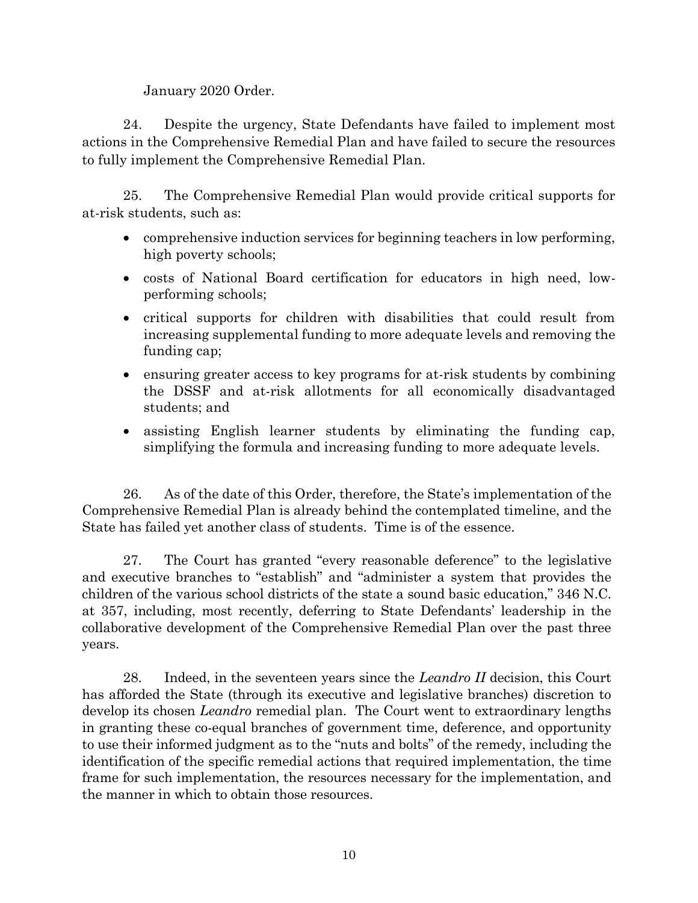January 2020 Order.

24. Despite the urgency, State Defendants have failed to implement most actions in the Comprehensive Remedial Plan and have failed to secure the resources to fully implement the Comprehensive Remedial Plan.

25. The Comprehensive Remedial Plan would provide critical supports for at-risk students, such as:

- comprehensive induction services for beginning teachers in low performing, high poverty schools;
- costs of National Board certification for educators in high need, low-performing schools;
- critical supports for children with disabilities that could result from increasing supplemental funding to more adequate levels and removing the funding cap;
- ensuring greater access to key programs for at-risk students by combining the DSSF and at-risk allotments for all economically disadvantaged students; and
- assisting English learner students by eliminating the funding cap, simplifying the formula and increasing funding to more adequate levels.

26. As of the date of this Order, therefore, the State's implementation of the Comprehensive Remedial Plan is already behind the contemplated timeline, and the State has failed yet another class of students. Time is of the essence.

27. The Court has granted "every reasonable deference" to the legislative and executive branches to "establish" and "administer a system that provides the children of the various school districts of the state a sound basic education," 346 N.C. at 357, including, most recently, deferring to State Defendants' leadership in the collaborative development of the Comprehensive Remedial Plan over the past three years.

28. Indeed, in the seventeen years since the *Leandro II* decision, this Court has afforded the State (through its executive and legislative branches) discretion to develop its chosen *Leandro* remedial plan. The Court went to extraordinary lengths in granting these co-equal branches of government time, deference, and opportunity to use their informed judgment as to the "nuts and bolts" of the remedy, including the identification of the specific remedial actions that required implementation, the time frame for such implementation, the resources necessary for the implementation, and the manner in which to obtain those resources.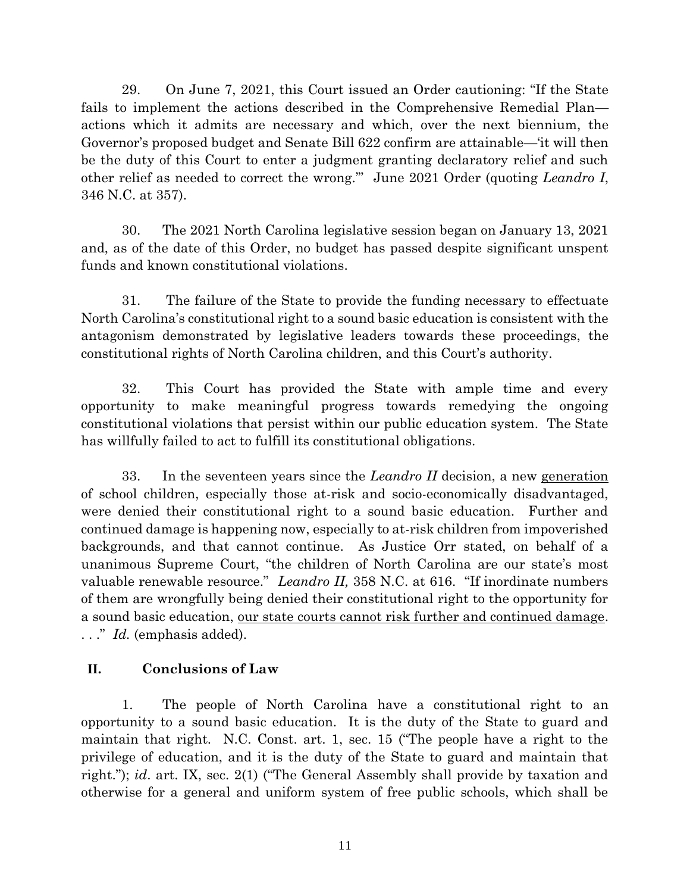29. On June 7, 2021, this Court issued an Order cautioning: "If the State fails to implement the actions described in the Comprehensive Remedial Plan—actions which it admits are necessary and which, over the next biennium, the Governor's proposed budget and Senate Bill 622 confirm are attainable—'it will then be the duty of this Court to enter a judgment granting declaratory relief and such other relief as needed to correct the wrong.'" June 2021 Order (quoting *Leandro I*, 346 N.C. at 357).

30. The 2021 North Carolina legislative session began on January 13, 2021 and, as of the date of this Order, no budget has passed despite significant unspent funds and known constitutional violations.

31. The failure of the State to provide the funding necessary to effectuate North Carolina's constitutional right to a sound basic education is consistent with the antagonism demonstrated by legislative leaders towards these proceedings, the constitutional rights of North Carolina children, and this Court's authority.

32. This Court has provided the State with ample time and every opportunity to make meaningful progress towards remedying the ongoing constitutional violations that persist within our public education system. The State has willfully failed to act to fulfill its constitutional obligations.

33. In the seventeen years since the *Leandro II* decision, a new <u>generation</u> of school children, especially those at-risk and socio-economically disadvantaged, were denied their constitutional right to a sound basic education. Further and continued damage is happening now, especially to at-risk children from impoverished backgrounds, and that cannot continue. As Justice Orr stated, on behalf of a unanimous Supreme Court, "the children of North Carolina are our state's most valuable renewable resource." *Leandro II,* 358 N.C. at 616. "If inordinate numbers of them are wrongfully being denied their constitutional right to the opportunity for a sound basic education, <u>our state courts cannot risk further and continued damage</u>. . . ." *Id.* (emphasis added).

## II. Conclusions of Law

1. The people of North Carolina have a constitutional right to an opportunity to a sound basic education. It is the duty of the State to guard and maintain that right. N.C. Const. art. 1, sec. 15 ("The people have a right to the privilege of education, and it is the duty of the State to guard and maintain that right."); *id*. art. IX, sec. 2(1) ("The General Assembly shall provide by taxation and otherwise for a general and uniform system of free public schools, which shall be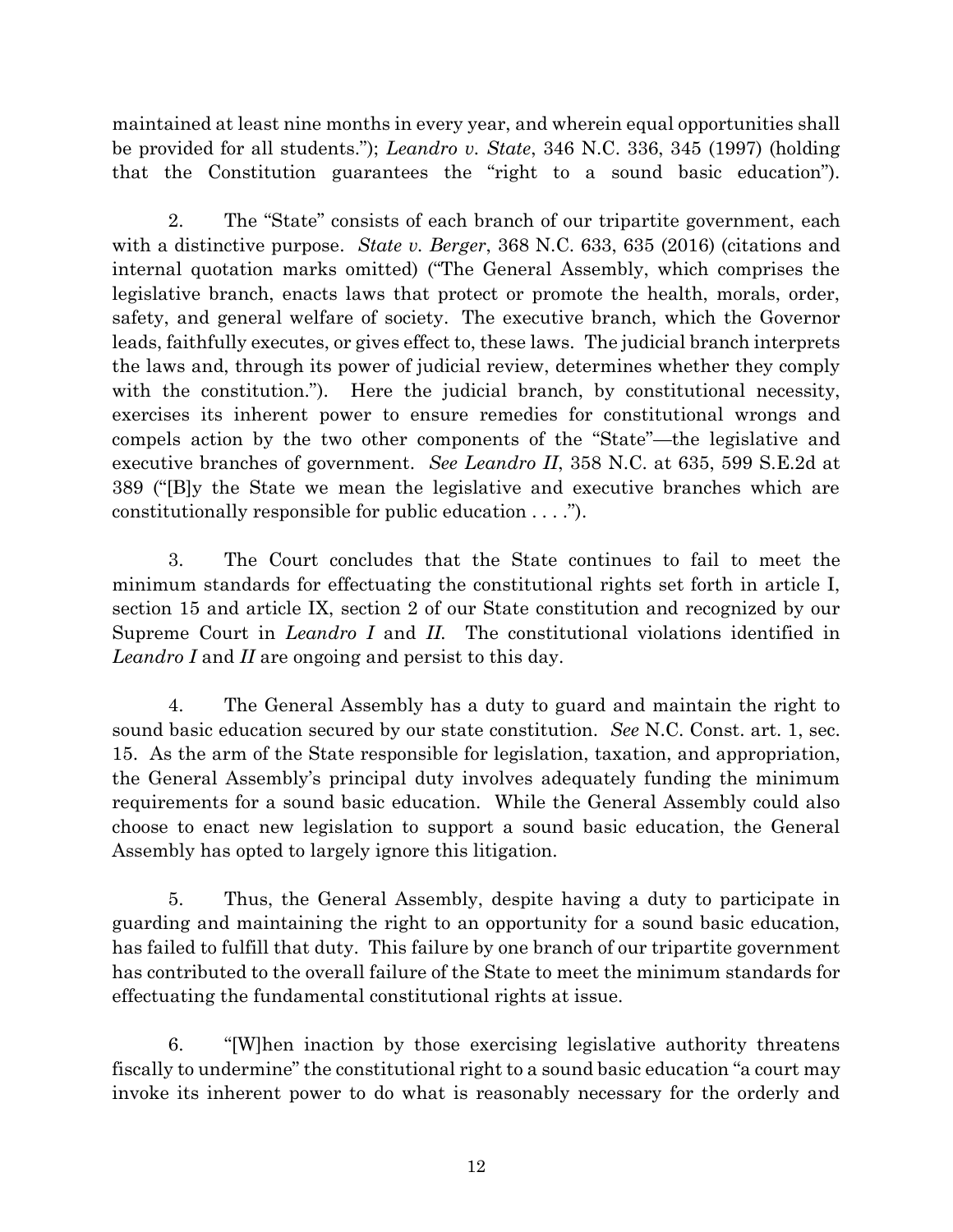maintained at least nine months in every year, and wherein equal opportunities shall be provided for all students."); *Leandro v. State*, 346 N.C. 336, 345 (1997) (holding that the Constitution guarantees the "right to a sound basic education").

2. The "State" consists of each branch of our tripartite government, each with a distinctive purpose. *State v. Berger*, 368 N.C. 633, 635 (2016) (citations and internal quotation marks omitted) ("The General Assembly, which comprises the legislative branch, enacts laws that protect or promote the health, morals, order, safety, and general welfare of society. The executive branch, which the Governor leads, faithfully executes, or gives effect to, these laws. The judicial branch interprets the laws and, through its power of judicial review, determines whether they comply with the constitution."). Here the judicial branch, by constitutional necessity, exercises its inherent power to ensure remedies for constitutional wrongs and compels action by the two other components of the "State"—the legislative and executive branches of government. *See Leandro II*, 358 N.C. at 635, 599 S.E.2d at 389 ("[B]y the State we mean the legislative and executive branches which are constitutionally responsible for public education . . . .").

3. The Court concludes that the State continues to fail to meet the minimum standards for effectuating the constitutional rights set forth in article I, section 15 and article IX, section 2 of our State constitution and recognized by our Supreme Court in *Leandro I* and *II.* The constitutional violations identified in *Leandro I* and *II* are ongoing and persist to this day.

4. The General Assembly has a duty to guard and maintain the right to sound basic education secured by our state constitution. *See* N.C. Const. art. 1, sec. 15. As the arm of the State responsible for legislation, taxation, and appropriation, the General Assembly's principal duty involves adequately funding the minimum requirements for a sound basic education. While the General Assembly could also choose to enact new legislation to support a sound basic education, the General Assembly has opted to largely ignore this litigation.

5. Thus, the General Assembly, despite having a duty to participate in guarding and maintaining the right to an opportunity for a sound basic education, has failed to fulfill that duty. This failure by one branch of our tripartite government has contributed to the overall failure of the State to meet the minimum standards for effectuating the fundamental constitutional rights at issue.

6. "[W]hen inaction by those exercising legislative authority threatens fiscally to undermine" the constitutional right to a sound basic education "a court may invoke its inherent power to do what is reasonably necessary for the orderly and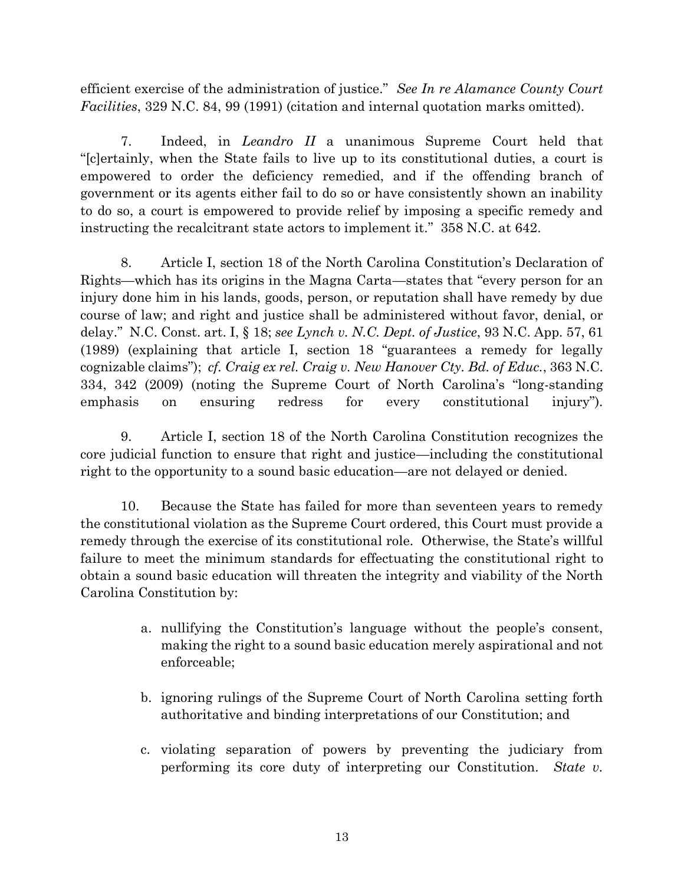efficient exercise of the administration of justice." *See In re Alamance County Court Facilities*, 329 N.C. 84, 99 (1991) (citation and internal quotation marks omitted).

7. Indeed, in *Leandro II* a unanimous Supreme Court held that "[c]ertainly, when the State fails to live up to its constitutional duties, a court is empowered to order the deficiency remedied, and if the offending branch of government or its agents either fail to do so or have consistently shown an inability to do so, a court is empowered to provide relief by imposing a specific remedy and instructing the recalcitrant state actors to implement it." 358 N.C. at 642.

8. Article I, section 18 of the North Carolina Constitution's Declaration of Rights—which has its origins in the Magna Carta—states that "every person for an injury done him in his lands, goods, person, or reputation shall have remedy by due course of law; and right and justice shall be administered without favor, denial, or delay." N.C. Const. art. I, § 18; *see Lynch v. N.C. Dept. of Justice*, 93 N.C. App. 57, 61 (1989) (explaining that article I, section 18 "guarantees a remedy for legally cognizable claims"); *cf. Craig ex rel. Craig v. New Hanover Cty. Bd. of Educ.*, 363 N.C. 334, 342 (2009) (noting the Supreme Court of North Carolina's "long-standing emphasis on ensuring redress for every constitutional injury").

9. Article I, section 18 of the North Carolina Constitution recognizes the core judicial function to ensure that right and justice—including the constitutional right to the opportunity to a sound basic education—are not delayed or denied.

10. Because the State has failed for more than seventeen years to remedy the constitutional violation as the Supreme Court ordered, this Court must provide a remedy through the exercise of its constitutional role. Otherwise, the State's willful failure to meet the minimum standards for effectuating the constitutional right to obtain a sound basic education will threaten the integrity and viability of the North Carolina Constitution by:

a. nullifying the Constitution's language without the people's consent, making the right to a sound basic education merely aspirational and not enforceable;

b. ignoring rulings of the Supreme Court of North Carolina setting forth authoritative and binding interpretations of our Constitution; and

c. violating separation of powers by preventing the judiciary from performing its core duty of interpreting our Constitution. *State v.*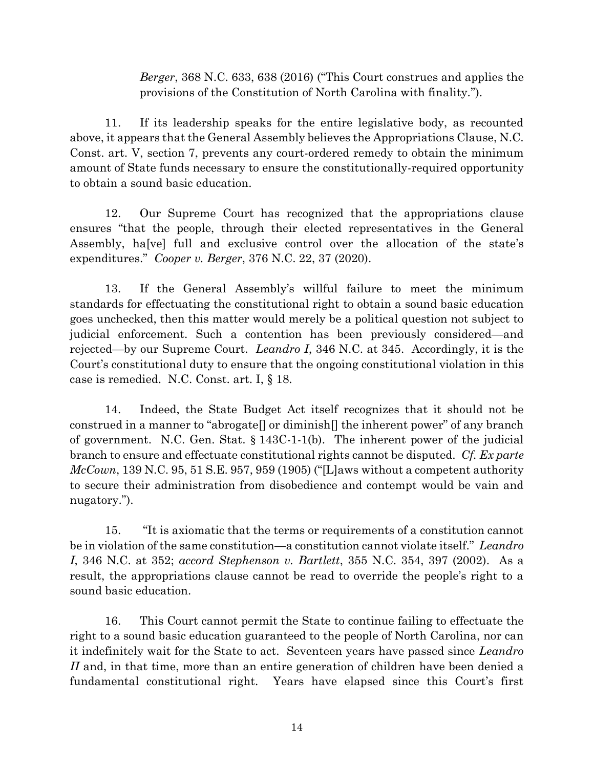*Berger*, 368 N.C. 633, 638 (2016) ("This Court construes and applies the provisions of the Constitution of North Carolina with finality.").

11. If its leadership speaks for the entire legislative body, as recounted above, it appears that the General Assembly believes the Appropriations Clause, N.C. Const. art. V, section 7, prevents any court-ordered remedy to obtain the minimum amount of State funds necessary to ensure the constitutionally-required opportunity to obtain a sound basic education.

12. Our Supreme Court has recognized that the appropriations clause ensures "that the people, through their elected representatives in the General Assembly, ha[ve] full and exclusive control over the allocation of the state's expenditures." *Cooper v. Berger*, 376 N.C. 22, 37 (2020).

13. If the General Assembly's willful failure to meet the minimum standards for effectuating the constitutional right to obtain a sound basic education goes unchecked, then this matter would merely be a political question not subject to judicial enforcement. Such a contention has been previously considered—and rejected—by our Supreme Court. *Leandro I*, 346 N.C. at 345. Accordingly, it is the Court's constitutional duty to ensure that the ongoing constitutional violation in this case is remedied. N.C. Const. art. I, § 18.

14. Indeed, the State Budget Act itself recognizes that it should not be construed in a manner to "abrogate[] or diminish[] the inherent power" of any branch of government. N.C. Gen. Stat. § 143C-1-1(b). The inherent power of the judicial branch to ensure and effectuate constitutional rights cannot be disputed. *Cf. Ex parte McCown*, 139 N.C. 95, 51 S.E. 957, 959 (1905) ("[L]aws without a competent authority to secure their administration from disobedience and contempt would be vain and nugatory.").

15. "It is axiomatic that the terms or requirements of a constitution cannot be in violation of the same constitution—a constitution cannot violate itself." *Leandro I*, 346 N.C. at 352; *accord Stephenson v. Bartlett*, 355 N.C. 354, 397 (2002). As a result, the appropriations clause cannot be read to override the people's right to a sound basic education.

16. This Court cannot permit the State to continue failing to effectuate the right to a sound basic education guaranteed to the people of North Carolina, nor can it indefinitely wait for the State to act. Seventeen years have passed since *Leandro II* and, in that time, more than an entire generation of children have been denied a fundamental constitutional right. Years have elapsed since this Court's first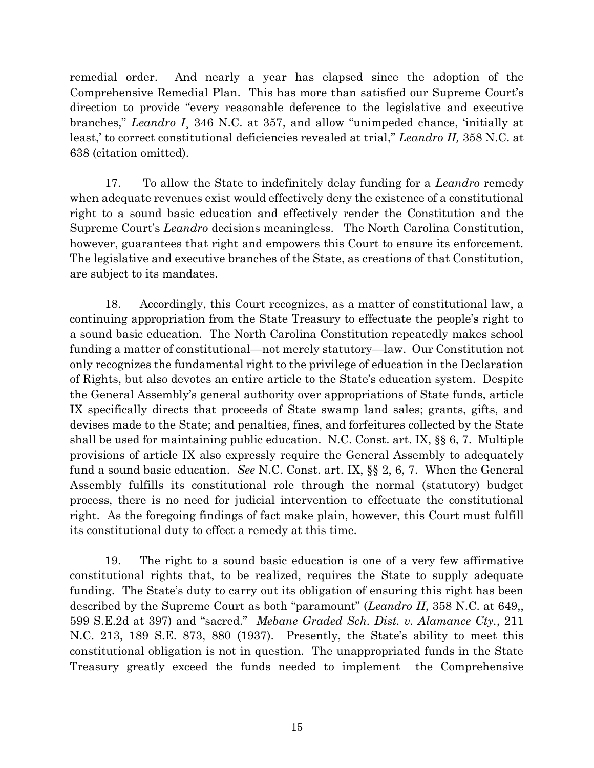remedial order. And nearly a year has elapsed since the adoption of the Comprehensive Remedial Plan. This has more than satisfied our Supreme Court's direction to provide "every reasonable deference to the legislative and executive branches," *Leandro I*¸ 346 N.C. at 357, and allow "unimpeded chance, 'initially at least,' to correct constitutional deficiencies revealed at trial," *Leandro II,* 358 N.C. at 638 (citation omitted).

17. To allow the State to indefinitely delay funding for a *Leandro* remedy when adequate revenues exist would effectively deny the existence of a constitutional right to a sound basic education and effectively render the Constitution and the Supreme Court's *Leandro* decisions meaningless. The North Carolina Constitution, however, guarantees that right and empowers this Court to ensure its enforcement. The legislative and executive branches of the State, as creations of that Constitution, are subject to its mandates.

18. Accordingly, this Court recognizes, as a matter of constitutional law, a continuing appropriation from the State Treasury to effectuate the people's right to a sound basic education. The North Carolina Constitution repeatedly makes school funding a matter of constitutional—not merely statutory—law. Our Constitution not only recognizes the fundamental right to the privilege of education in the Declaration of Rights, but also devotes an entire article to the State's education system. Despite the General Assembly's general authority over appropriations of State funds, article IX specifically directs that proceeds of State swamp land sales; grants, gifts, and devises made to the State; and penalties, fines, and forfeitures collected by the State shall be used for maintaining public education. N.C. Const. art. IX, §§ 6, 7. Multiple provisions of article IX also expressly require the General Assembly to adequately fund a sound basic education. *See* N.C. Const. art. IX, §§ 2, 6, 7. When the General Assembly fulfills its constitutional role through the normal (statutory) budget process, there is no need for judicial intervention to effectuate the constitutional right. As the foregoing findings of fact make plain, however, this Court must fulfill its constitutional duty to effect a remedy at this time.

19. The right to a sound basic education is one of a very few affirmative constitutional rights that, to be realized, requires the State to supply adequate funding. The State's duty to carry out its obligation of ensuring this right has been described by the Supreme Court as both "paramount" (*Leandro II*, 358 N.C. at 649,, 599 S.E.2d at 397) and "sacred." *Mebane Graded Sch. Dist. v. Alamance Cty.*, 211 N.C. 213, 189 S.E. 873, 880 (1937). Presently, the State's ability to meet this constitutional obligation is not in question. The unappropriated funds in the State Treasury greatly exceed the funds needed to implement the Comprehensive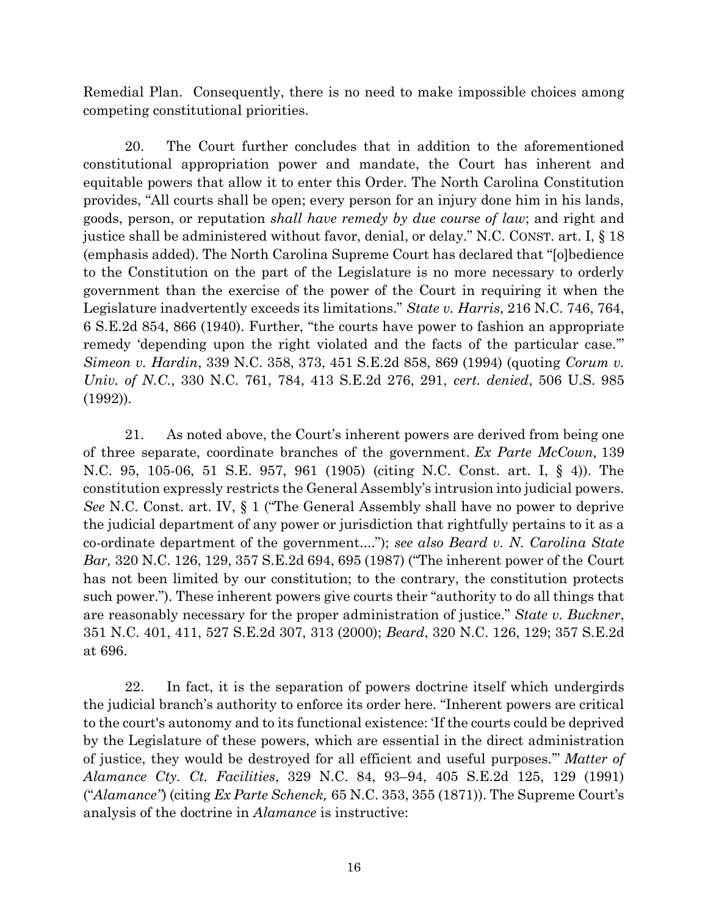Remedial Plan. Consequently, there is no need to make impossible choices among competing constitutional priorities.

20. The Court further concludes that in addition to the aforementioned constitutional appropriation power and mandate, the Court has inherent and equitable powers that allow it to enter this Order. The North Carolina Constitution provides, "All courts shall be open; every person for an injury done him in his lands, goods, person, or reputation *shall have remedy by due course of law*; and right and justice shall be administered without favor, denial, or delay." N.C. CONST. art. I, § 18 (emphasis added). The North Carolina Supreme Court has declared that "[o]bedience to the Constitution on the part of the Legislature is no more necessary to orderly government than the exercise of the power of the Court in requiring it when the Legislature inadvertently exceeds its limitations." *State v. Harris*, 216 N.C. 746, 764, 6 S.E.2d 854, 866 (1940). Further, "the courts have power to fashion an appropriate remedy 'depending upon the right violated and the facts of the particular case.'" *Simeon v. Hardin*, 339 N.C. 358, 373, 451 S.E.2d 858, 869 (1994) (quoting *Corum v. Univ. of N.C.*, 330 N.C. 761, 784, 413 S.E.2d 276, 291, *cert. denied*, 506 U.S. 985 (1992)).

21. As noted above, the Court's inherent powers are derived from being one of three separate, coordinate branches of the government. *Ex Parte McCown,* 139 N.C. 95, 105-06, 51 S.E. 957, 961 (1905) (citing N.C. Const. art. I, § 4)). The constitution expressly restricts the General Assembly's intrusion into judicial powers. *See* N.C. Const. art. IV, § 1 ("The General Assembly shall have no power to deprive the judicial department of any power or jurisdiction that rightfully pertains to it as a co-ordinate department of the government...."); *see also Beard v. N. Carolina State Bar,* 320 N.C. 126, 129, 357 S.E.2d 694, 695 (1987) ("The inherent power of the Court has not been limited by our constitution; to the contrary, the constitution protects such power."). These inherent powers give courts their "authority to do all things that are reasonably necessary for the proper administration of justice." *State v. Buckner*, 351 N.C. 401, 411, 527 S.E.2d 307, 313 (2000); *Beard*, 320 N.C. 126, 129; 357 S.E.2d at 696.

22. In fact, it is the separation of powers doctrine itself which undergirds the judicial branch's authority to enforce its order here. "Inherent powers are critical to the court's autonomy and to its functional existence: 'If the courts could be deprived by the Legislature of these powers, which are essential in the direct administration of justice, they would be destroyed for all efficient and useful purposes.'" *Matter of Alamance Cty. Ct. Facilities*, 329 N.C. 84, 93–94, 405 S.E.2d 125, 129 (1991) ("*Alamance*") (citing *Ex Parte Schenck,* 65 N.C. 353, 355 (1871)). The Supreme Court's analysis of the doctrine in *Alamance* is instructive: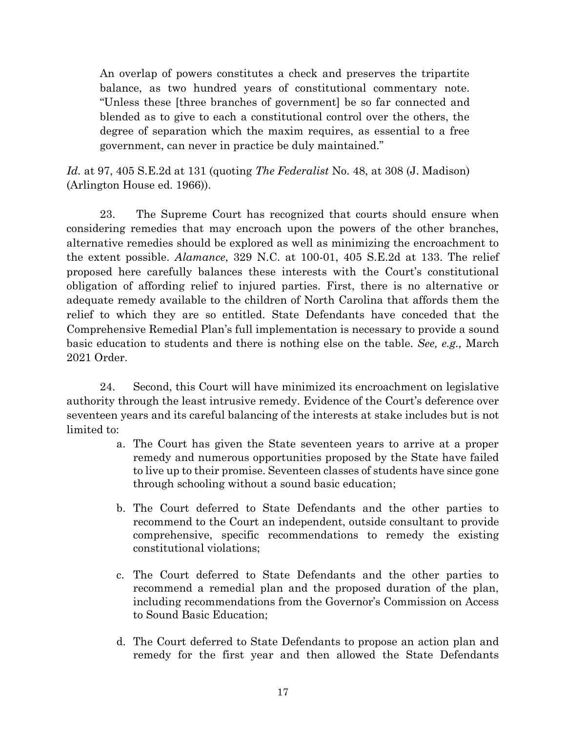> An overlap of powers constitutes a check and preserves the tripartite balance, as two hundred years of constitutional commentary note. "Unless these [three branches of government] be so far connected and blended as to give to each a constitutional control over the others, the degree of separation which the maxim requires, as essential to a free government, can never in practice be duly maintained."

*Id.* at 97, 405 S.E.2d at 131 (quoting *The Federalist* No. 48, at 308 (J. Madison) (Arlington House ed. 1966)).

23. The Supreme Court has recognized that courts should ensure when considering remedies that may encroach upon the powers of the other branches, alternative remedies should be explored as well as minimizing the encroachment to the extent possible. *Alamance*, 329 N.C. at 100-01, 405 S.E.2d at 133. The relief proposed here carefully balances these interests with the Court's constitutional obligation of affording relief to injured parties. First, there is no alternative or adequate remedy available to the children of North Carolina that affords them the relief to which they are so entitled. State Defendants have conceded that the Comprehensive Remedial Plan's full implementation is necessary to provide a sound basic education to students and there is nothing else on the table. *See, e.g.,* March 2021 Order.

24. Second, this Court will have minimized its encroachment on legislative authority through the least intrusive remedy. Evidence of the Court's deference over seventeen years and its careful balancing of the interests at stake includes but is not limited to:

a. The Court has given the State seventeen years to arrive at a proper remedy and numerous opportunities proposed by the State have failed to live up to their promise. Seventeen classes of students have since gone through schooling without a sound basic education;

b. The Court deferred to State Defendants and the other parties to recommend to the Court an independent, outside consultant to provide comprehensive, specific recommendations to remedy the existing constitutional violations;

c. The Court deferred to State Defendants and the other parties to recommend a remedial plan and the proposed duration of the plan, including recommendations from the Governor's Commission on Access to Sound Basic Education;

d. The Court deferred to State Defendants to propose an action plan and remedy for the first year and then allowed the State Defendants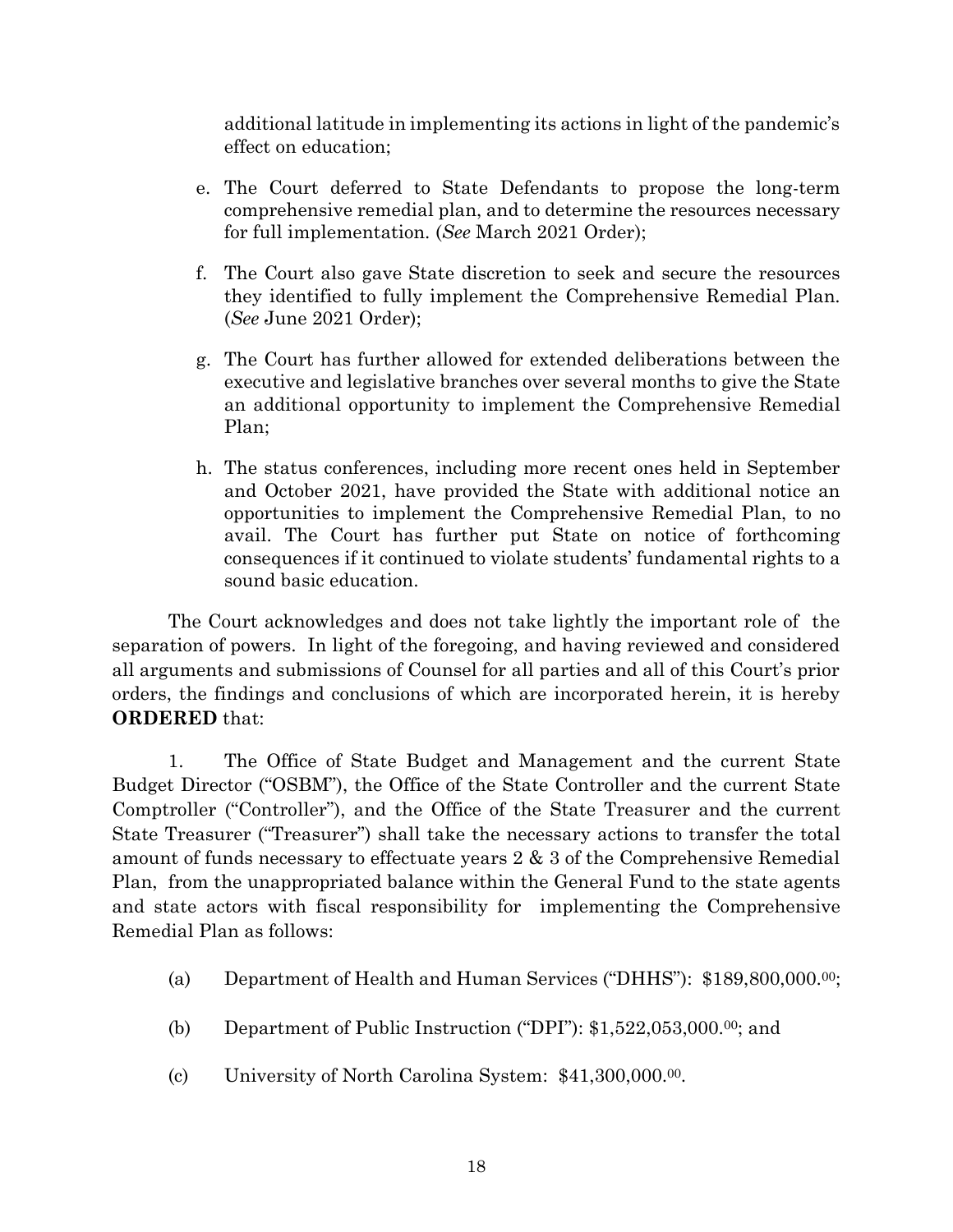additional latitude in implementing its actions in light of the pandemic's effect on education;

e. The Court deferred to State Defendants to propose the long-term comprehensive remedial plan, and to determine the resources necessary for full implementation. (*See* March 2021 Order);

f. The Court also gave State discretion to seek and secure the resources they identified to fully implement the Comprehensive Remedial Plan. (*See* June 2021 Order);

g. The Court has further allowed for extended deliberations between the executive and legislative branches over several months to give the State an additional opportunity to implement the Comprehensive Remedial Plan;

h. The status conferences, including more recent ones held in September and October 2021, have provided the State with additional notice an opportunities to implement the Comprehensive Remedial Plan, to no avail. The Court has further put State on notice of forthcoming consequences if it continued to violate students' fundamental rights to a sound basic education.

The Court acknowledges and does not take lightly the important role of the separation of powers. In light of the foregoing, and having reviewed and considered all arguments and submissions of Counsel for all parties and all of this Court's prior orders, the findings and conclusions of which are incorporated herein, it is hereby **ORDERED** that:

1. The Office of State Budget and Management and the current State Budget Director ("OSBM"), the Office of the State Controller and the current State Comptroller ("Controller"), and the Office of the State Treasurer and the current State Treasurer ("Treasurer") shall take the necessary actions to transfer the total amount of funds necessary to effectuate years 2 & 3 of the Comprehensive Remedial Plan, from the unappropriated balance within the General Fund to the state agents and state actors with fiscal responsibility for implementing the Comprehensive Remedial Plan as follows:

(a) Department of Health and Human Services ("DHHS"): $189,800,000.00;

(b) Department of Public Instruction ("DPI"): $1,522,053,000.00; and

(c) University of North Carolina System: $41,300,000.00.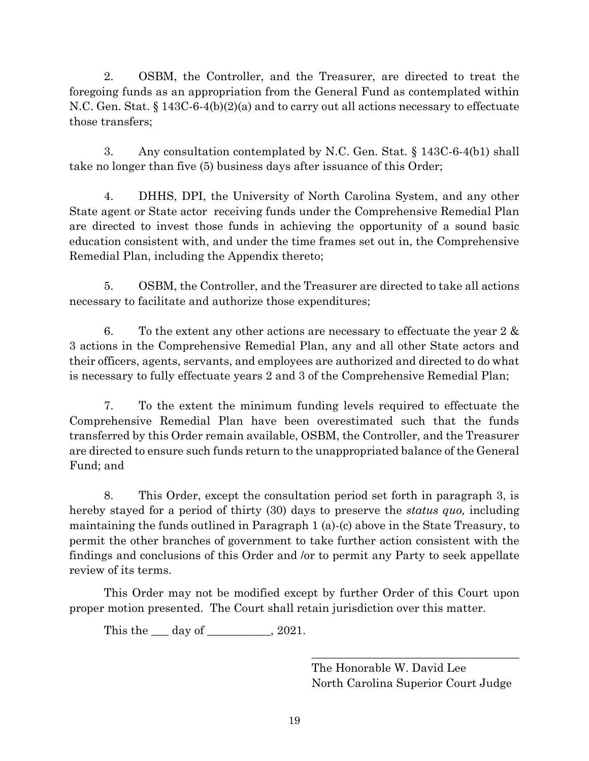2. OSBM, the Controller, and the Treasurer, are directed to treat the foregoing funds as an appropriation from the General Fund as contemplated within N.C. Gen. Stat. § 143C-6-4(b)(2)(a) and to carry out all actions necessary to effectuate those transfers;

3. Any consultation contemplated by N.C. Gen. Stat. § 143C-6-4(b1) shall take no longer than five (5) business days after issuance of this Order;

4. DHHS, DPI, the University of North Carolina System, and any other State agent or State actor receiving funds under the Comprehensive Remedial Plan are directed to invest those funds in achieving the opportunity of a sound basic education consistent with, and under the time frames set out in, the Comprehensive Remedial Plan, including the Appendix thereto;

5. OSBM, the Controller, and the Treasurer are directed to take all actions necessary to facilitate and authorize those expenditures;

6. To the extent any other actions are necessary to effectuate the year 2 & 3 actions in the Comprehensive Remedial Plan, any and all other State actors and their officers, agents, servants, and employees are authorized and directed to do what is necessary to fully effectuate years 2 and 3 of the Comprehensive Remedial Plan;

7. To the extent the minimum funding levels required to effectuate the Comprehensive Remedial Plan have been overestimated such that the funds transferred by this Order remain available, OSBM, the Controller, and the Treasurer are directed to ensure such funds return to the unappropriated balance of the General Fund; and

8. This Order, except the consultation period set forth in paragraph 3, is hereby stayed for a period of thirty (30) days to preserve the *status quo,* including maintaining the funds outlined in Paragraph 1 (a)-(c) above in the State Treasury, to permit the other branches of government to take further action consistent with the findings and conclusions of this Order and /or to permit any Party to seek appellate review of its terms.

This Order may not be modified except by further Order of this Court upon proper motion presented. The Court shall retain jurisdiction over this matter.

This the ___ day of ___________, 2021.

_________________________________

The Honorable W. David Lee
North Carolina Superior Court Judge